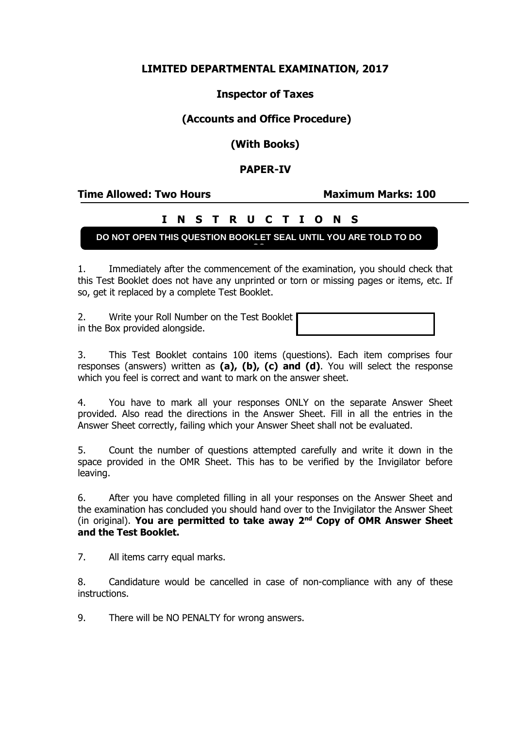**LIMITED DEPARTMENTAL EXAMINATION, 2017**

**Inspector of Taxes**

**(Accounts and Office Procedure)**

**(With Books)**

**PAPER-IV**

**Time Allowed: Two Hours** **Maximum Marks: 100**

**I N S T R U C T I O N S**

**DO NOT OPEN THIS QUESTION BOOKLET SEAL UNTIL YOU ARE TOLD TO DO SO**

1. Immediately after the commencement of the examination, you should check that this Test Booklet does not have any unprinted or torn or missing pages or items, etc. If so, get it replaced by a complete Test Booklet.

2. Write your Roll Number on the Test Booklet in the Box provided alongside.

3. This Test Booklet contains 100 items (questions). Each item comprises four responses (answers) written as **(a), (b), (c) and (d)**. You will select the response which you feel is correct and want to mark on the answer sheet.

4. You have to mark all your responses ONLY on the separate Answer Sheet provided. Also read the directions in the Answer Sheet. Fill in all the entries in the Answer Sheet correctly, failing which your Answer Sheet shall not be evaluated.

5. Count the number of questions attempted carefully and write it down in the space provided in the OMR Sheet. This has to be verified by the Invigilator before leaving.

6. After you have completed filling in all your responses on the Answer Sheet and the examination has concluded you should hand over to the Invigilator the Answer Sheet (in original). **You are permitted to take away 2nd Copy of OMR Answer Sheet and the Test Booklet.**

7. All items carry equal marks.

8. Candidature would be cancelled in case of non-compliance with any of these instructions.

9. There will be NO PENALTY for wrong answers.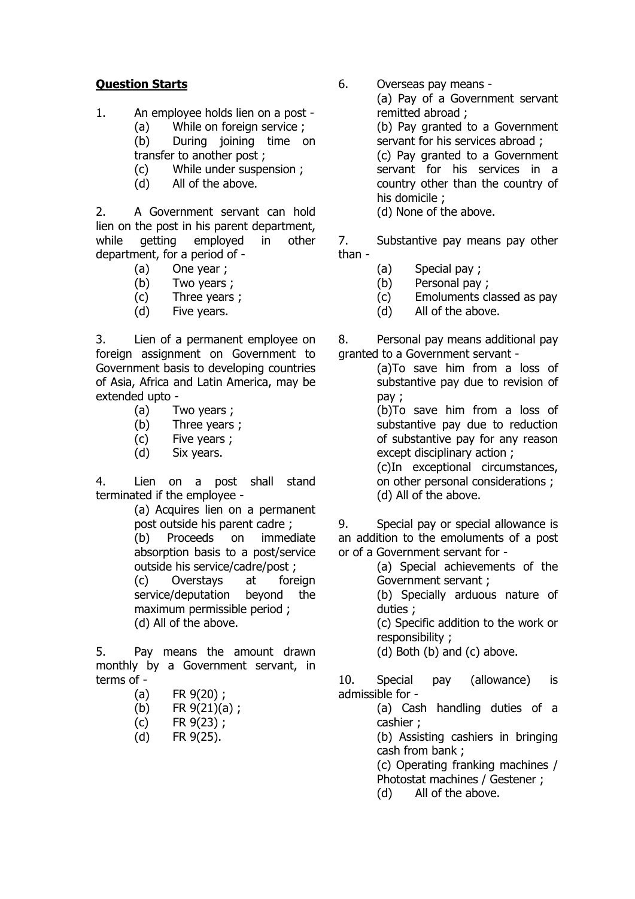**Question Starts**

1. An employee holds lien on a post -
   - (a) While on foreign service ;
   - (b) During joining time on transfer to another post ;
   - (c) While under suspension ;
   - (d) All of the above.

2. A Government servant can hold lien on the post in his parent department, while getting employed in other department, for a period of -
   - (a) One year ;
   - (b) Two years ;
   - (c) Three years ;
   - (d) Five years.

3. Lien of a permanent employee on foreign assignment on Government to Government basis to developing countries of Asia, Africa and Latin America, may be extended upto -
   - (a) Two years ;
   - (b) Three years ;
   - (c) Five years ;
   - (d) Six years.

4. Lien on a post shall stand terminated if the employee -
   - (a) Acquires lien on a permanent post outside his parent cadre ;
   - (b) Proceeds on immediate absorption basis to a post/service outside his service/cadre/post ;
   - (c) Overstays at foreign service/deputation beyond the maximum permissible period ;
   - (d) All of the above.

5. Pay means the amount drawn monthly by a Government servant, in terms of -
   - (a) FR 9(20) ;
   - (b) FR 9(21)(a) ;
   - (c) FR 9(23) ;
   - (d) FR 9(25).

6. Overseas pay means -
   - (a) Pay of a Government servant remitted abroad ;
   - (b) Pay granted to a Government servant for his services abroad ;
   - (c) Pay granted to a Government servant for his services in a country other than the country of his domicile ;
   - (d) None of the above.

7. Substantive pay means pay other than -
   - (a) Special pay ;
   - (b) Personal pay ;
   - (c) Emoluments classed as pay
   - (d) All of the above.

8. Personal pay means additional pay granted to a Government servant -
   - (a) To save him from a loss of substantive pay due to revision of pay ;
   - (b) To save him from a loss of substantive pay due to reduction of substantive pay for any reason except disciplinary action ;
   - (c) In exceptional circumstances, on other personal considerations ;
   - (d) All of the above.

9. Special pay or special allowance is an addition to the emoluments of a post or of a Government servant for -
   - (a) Special achievements of the Government servant ;
   - (b) Specially arduous nature of duties ;
   - (c) Specific addition to the work or responsibility ;
   - (d) Both (b) and (c) above.

10. Special pay (allowance) is admissible for -
    - (a) Cash handling duties of a cashier ;
    - (b) Assisting cashiers in bringing cash from bank ;
    - (c) Operating franking machines / Photostat machines / Gestener ;
    - (d) All of the above.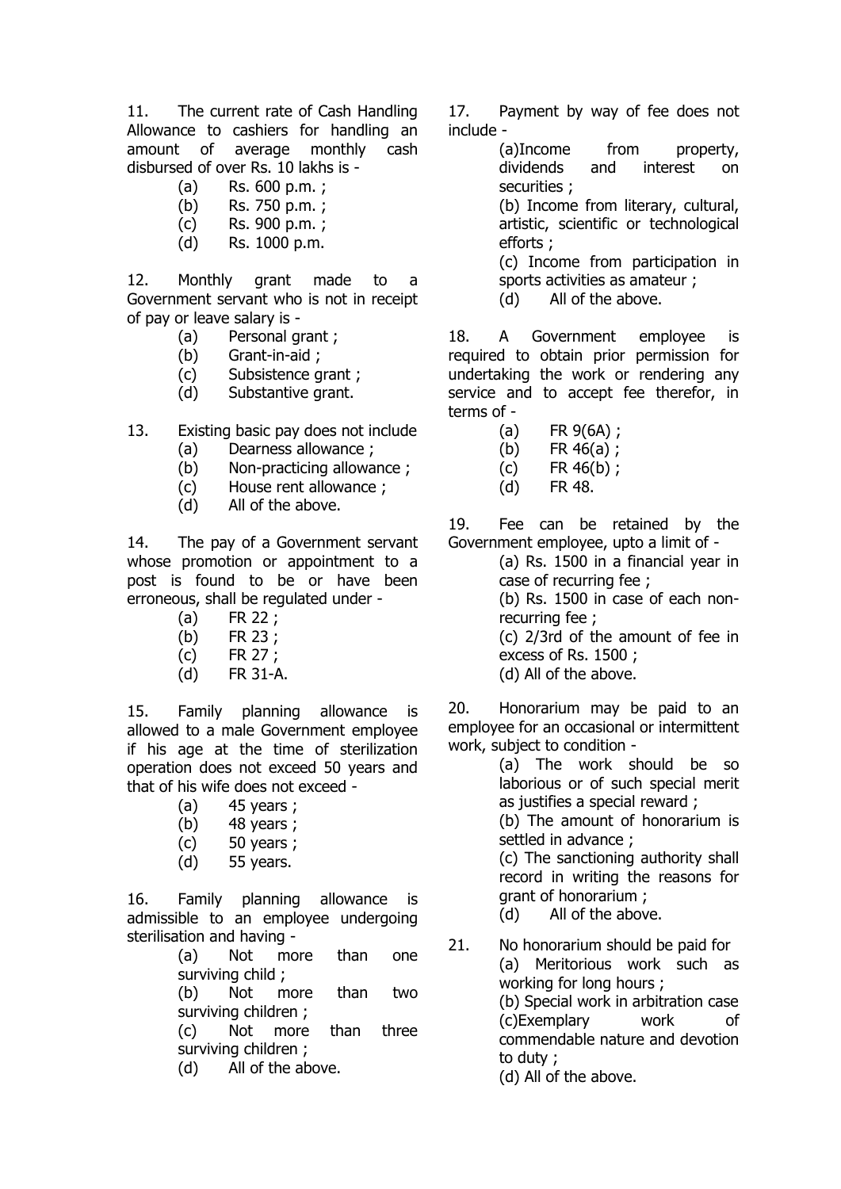11. The current rate of Cash Handling Allowance to cashiers for handling an amount of average monthly cash disbursed of over Rs. 10 lakhs is -

(a) Rs. 600 p.m. ;
(b) Rs. 750 p.m. ;
(c) Rs. 900 p.m. ;
(d) Rs. 1000 p.m.

12. Monthly grant made to a Government servant who is not in receipt of pay or leave salary is -

(a) Personal grant ;
(b) Grant-in-aid ;
(c) Subsistence grant ;
(d) Substantive grant.

13. Existing basic pay does not include

(a) Dearness allowance ;
(b) Non-practicing allowance ;
(c) House rent allowance ;
(d) All of the above.

14. The pay of a Government servant whose promotion or appointment to a post is found to be or have been erroneous, shall be regulated under -

(a) FR 22 ;
(b) FR 23 ;
(c) FR 27 ;
(d) FR 31-A.

15. Family planning allowance is allowed to a male Government employee if his age at the time of sterilization operation does not exceed 50 years and that of his wife does not exceed -

(a) 45 years ;
(b) 48 years ;
(c) 50 years ;
(d) 55 years.

16. Family planning allowance is admissible to an employee undergoing sterilisation and having -

(a) Not more than one surviving child ;
(b) Not more than two surviving children ;
(c) Not more than three surviving children ;
(d) All of the above.

17. Payment by way of fee does not include -

(a) Income from property, dividends and interest on securities ;
(b) Income from literary, cultural, artistic, scientific or technological efforts ;
(c) Income from participation in sports activities as amateur ;
(d) All of the above.

18. A Government employee is required to obtain prior permission for undertaking the work or rendering any service and to accept fee therefor, in terms of -

(a) FR 9(6A) ;
(b) FR 46(a) ;
(c) FR 46(b) ;
(d) FR 48.

19. Fee can be retained by the Government employee, upto a limit of -

(a) Rs. 1500 in a financial year in case of recurring fee ;
(b) Rs. 1500 in case of each non-recurring fee ;
(c) 2/3rd of the amount of fee in excess of Rs. 1500 ;
(d) All of the above.

20. Honorarium may be paid to an employee for an occasional or intermittent work, subject to condition -

(a) The work should be so laborious or of such special merit as justifies a special reward ;
(b) The amount of honorarium is settled in advance ;
(c) The sanctioning authority shall record in writing the reasons for grant of honorarium ;
(d) All of the above.

21. No honorarium should be paid for

(a) Meritorious work such as working for long hours ;
(b) Special work in arbitration case
(c) Exemplary work of commendable nature and devotion to duty ;
(d) All of the above.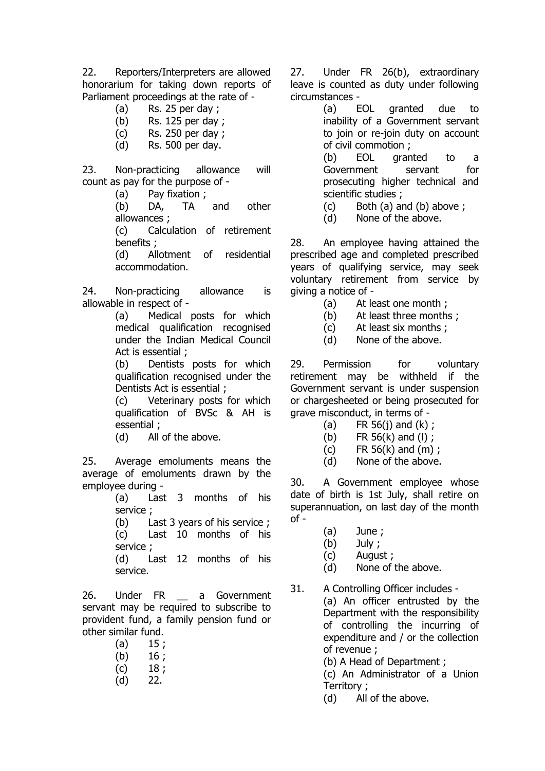22. Reporters/Interpreters are allowed honorarium for taking down reports of Parliament proceedings at the rate of -

(a) Rs. 25 per day ;
(b) Rs. 125 per day ;
(c) Rs. 250 per day ;
(d) Rs. 500 per day.

23. Non-practicing allowance will count as pay for the purpose of -

(a) Pay fixation ;
(b) DA, TA and other allowances ;
(c) Calculation of retirement benefits ;
(d) Allotment of residential accommodation.

24. Non-practicing allowance is allowable in respect of -

(a) Medical posts for which medical qualification recognised under the Indian Medical Council Act is essential ;
(b) Dentists posts for which qualification recognised under the Dentists Act is essential ;
(c) Veterinary posts for which qualification of BVSc & AH is essential ;
(d) All of the above.

25. Average emoluments means the average of emoluments drawn by the employee during -

(a) Last 3 months of his service ;
(b) Last 3 years of his service ;
(c) Last 10 months of his service ;
(d) Last 12 months of his service.

26. Under FR __ a Government servant may be required to subscribe to provident fund, a family pension fund or other similar fund.

(a) 15 ;
(b) 16 ;
(c) 18 ;
(d) 22.

27. Under FR 26(b), extraordinary leave is counted as duty under following circumstances -

(a) EOL granted due to inability of a Government servant to join or re-join duty on account of civil commotion ;
(b) EOL granted to a Government servant for prosecuting higher technical and scientific studies ;
(c) Both (a) and (b) above ;
(d) None of the above.

28. An employee having attained the prescribed age and completed prescribed years of qualifying service, may seek voluntary retirement from service by giving a notice of -

(a) At least one month ;
(b) At least three months ;
(c) At least six months ;
(d) None of the above.

29. Permission for voluntary retirement may be withheld if the Government servant is under suspension or chargesheeted or being prosecuted for grave misconduct, in terms of -

(a) FR 56(j) and (k) ;
(b) FR 56(k) and (l) ;
(c) FR 56(k) and (m) ;
(d) None of the above.

30. A Government employee whose date of birth is 1st July, shall retire on superannuation, on last day of the month of -

(a) June ;
(b) July ;
(c) August ;
(d) None of the above.

31. A Controlling Officer includes -

(a) An officer entrusted by the Department with the responsibility of controlling the incurring of expenditure and / or the collection of revenue ;
(b) A Head of Department ;
(c) An Administrator of a Union Territory ;
(d) All of the above.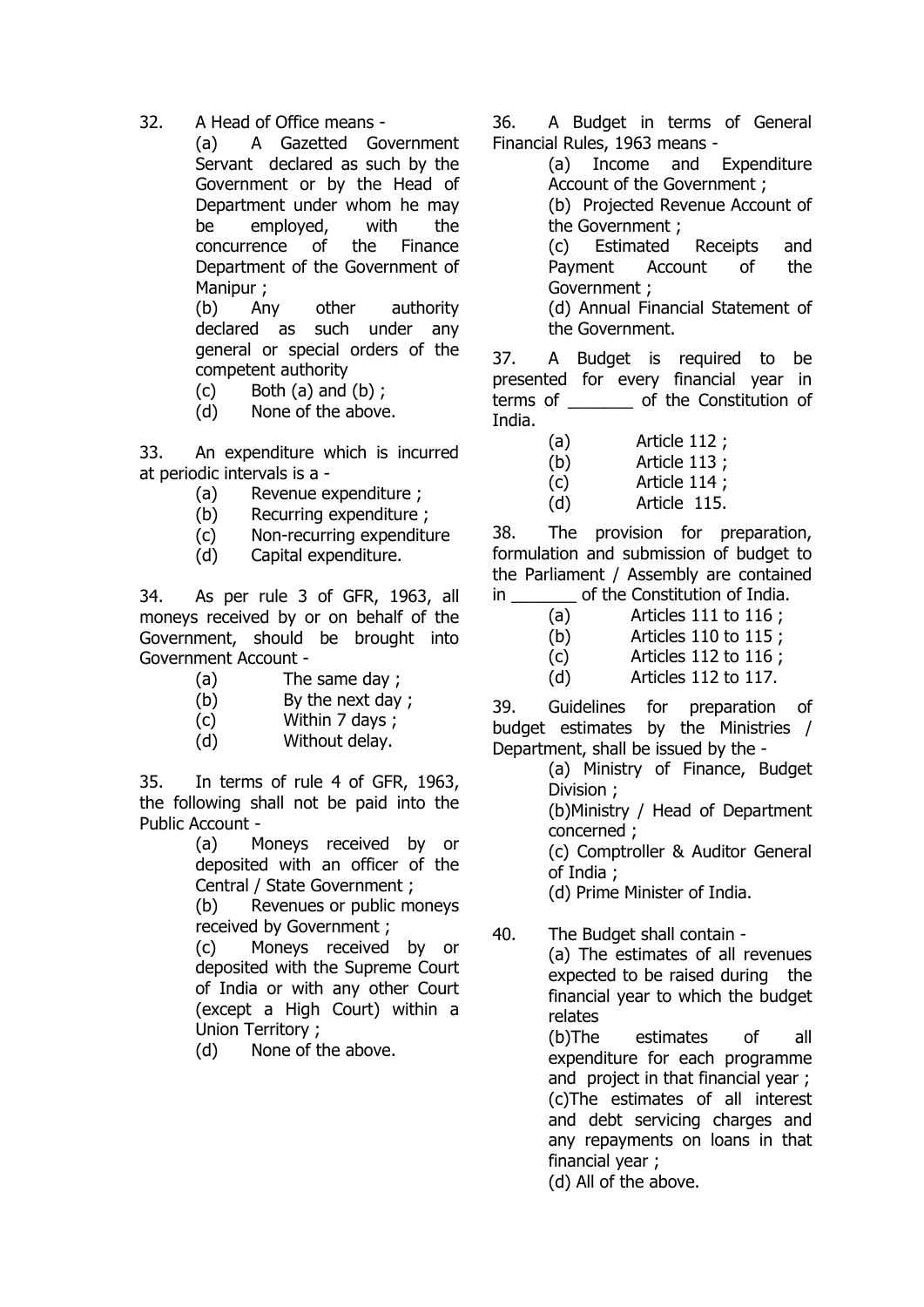32. A Head of Office means -

(a) A Gazetted Government Servant declared as such by the Government or by the Head of Department under whom he may be employed, with the concurrence of the Finance Department of the Government of Manipur ;

(b) Any other authority declared as such under any general or special orders of the competent authority

(c) Both (a) and (b) ;

(d) None of the above.

33. An expenditure which is incurred at periodic intervals is a -

(a) Revenue expenditure ;

(b) Recurring expenditure ;

(c) Non-recurring expenditure

(d) Capital expenditure.

34. As per rule 3 of GFR, 1963, all moneys received by or on behalf of the Government, should be brought into Government Account -

(a) The same day ;

(b) By the next day ;

(c) Within 7 days ;

(d) Without delay.

35. In terms of rule 4 of GFR, 1963, the following shall not be paid into the Public Account -

(a) Moneys received by or deposited with an officer of the Central / State Government ;

(b) Revenues or public moneys received by Government ;

(c) Moneys received by or deposited with the Supreme Court of India or with any other Court (except a High Court) within a Union Territory ;

(d) None of the above.

36. A Budget in terms of General Financial Rules, 1963 means -

(a) Income and Expenditure Account of the Government ;

(b) Projected Revenue Account of the Government ;

(c) Estimated Receipts and Payment Account of the Government ;

(d) Annual Financial Statement of the Government.

37. A Budget is required to be presented for every financial year in terms of _______ of the Constitution of India.

(a) Article 112 ;

(b) Article 113 ;

(c) Article 114 ;

(d) Article 115.

38. The provision for preparation, formulation and submission of budget to the Parliament / Assembly are contained in _______ of the Constitution of India.

(a) Articles 111 to 116 ;

(b) Articles 110 to 115 ;

(c) Articles 112 to 116 ;

(d) Articles 112 to 117.

39. Guidelines for preparation of budget estimates by the Ministries / Department, shall be issued by the -

(a) Ministry of Finance, Budget Division ;

(b) Ministry / Head of Department concerned ;

(c) Comptroller & Auditor General of India ;

(d) Prime Minister of India.

40. The Budget shall contain -

(a) The estimates of all revenues expected to be raised during the financial year to which the budget relates

(b) The estimates of all expenditure for each programme and project in that financial year ;

(c) The estimates of all interest and debt servicing charges and any repayments on loans in that financial year ;

(d) All of the above.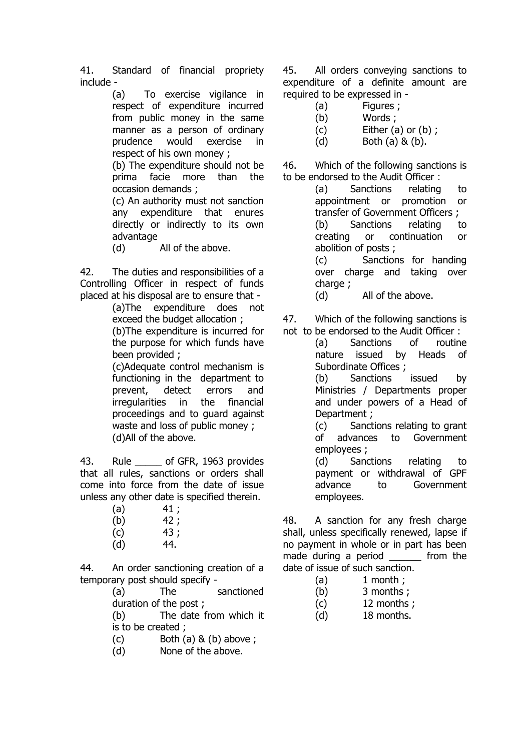41. Standard of financial propriety include -

(a) To exercise vigilance in respect of expenditure incurred from public money in the same manner as a person of ordinary prudence would exercise in respect of his own money ;

(b) The expenditure should not be prima facie more than the occasion demands ;

(c) An authority must not sanction any expenditure that enures directly or indirectly to its own advantage

(d) All of the above.

42. The duties and responsibilities of a Controlling Officer in respect of funds placed at his disposal are to ensure that -

(a)The expenditure does not exceed the budget allocation ;

(b)The expenditure is incurred for the purpose for which funds have been provided ;

(c)Adequate control mechanism is functioning in the department to prevent, detect errors and irregularities in the financial proceedings and to guard against waste and loss of public money ;

(d)All of the above.

43. Rule _____ of GFR, 1963 provides that all rules, sanctions or orders shall come into force from the date of issue unless any other date is specified therein.

(a) 41 ;
(b) 42 ;
(c) 43 ;
(d) 44.

44. An order sanctioning creation of a temporary post should specify -

(a) The sanctioned duration of the post ;

(b) The date from which it is to be created ;

(c) Both (a) & (b) above ;

(d) None of the above.

45. All orders conveying sanctions to expenditure of a definite amount are required to be expressed in -

(a) Figures ;
(b) Words ;
(c) Either (a) or (b) ;
(d) Both (a) & (b).

46. Which of the following sanctions is to be endorsed to the Audit Officer :

(a) Sanctions relating to appointment or promotion or transfer of Government Officers ;

(b) Sanctions relating to creating or continuation or abolition of posts ;

(c) Sanctions for handing over charge and taking over charge ;

(d) All of the above.

47. Which of the following sanctions is not to be endorsed to the Audit Officer :

(a) Sanctions of routine nature issued by Heads of Subordinate Offices ;

(b) Sanctions issued by Ministries / Departments proper and under powers of a Head of Department ;

(c) Sanctions relating to grant of advances to Government employees ;

(d) Sanctions relating to payment or withdrawal of GPF advance to Government employees.

48. A sanction for any fresh charge shall, unless specifically renewed, lapse if no payment in whole or in part has been made during a period ______ from the date of issue of such sanction.

(a) 1 month ;
(b) 3 months ;
(c) 12 months ;
(d) 18 months.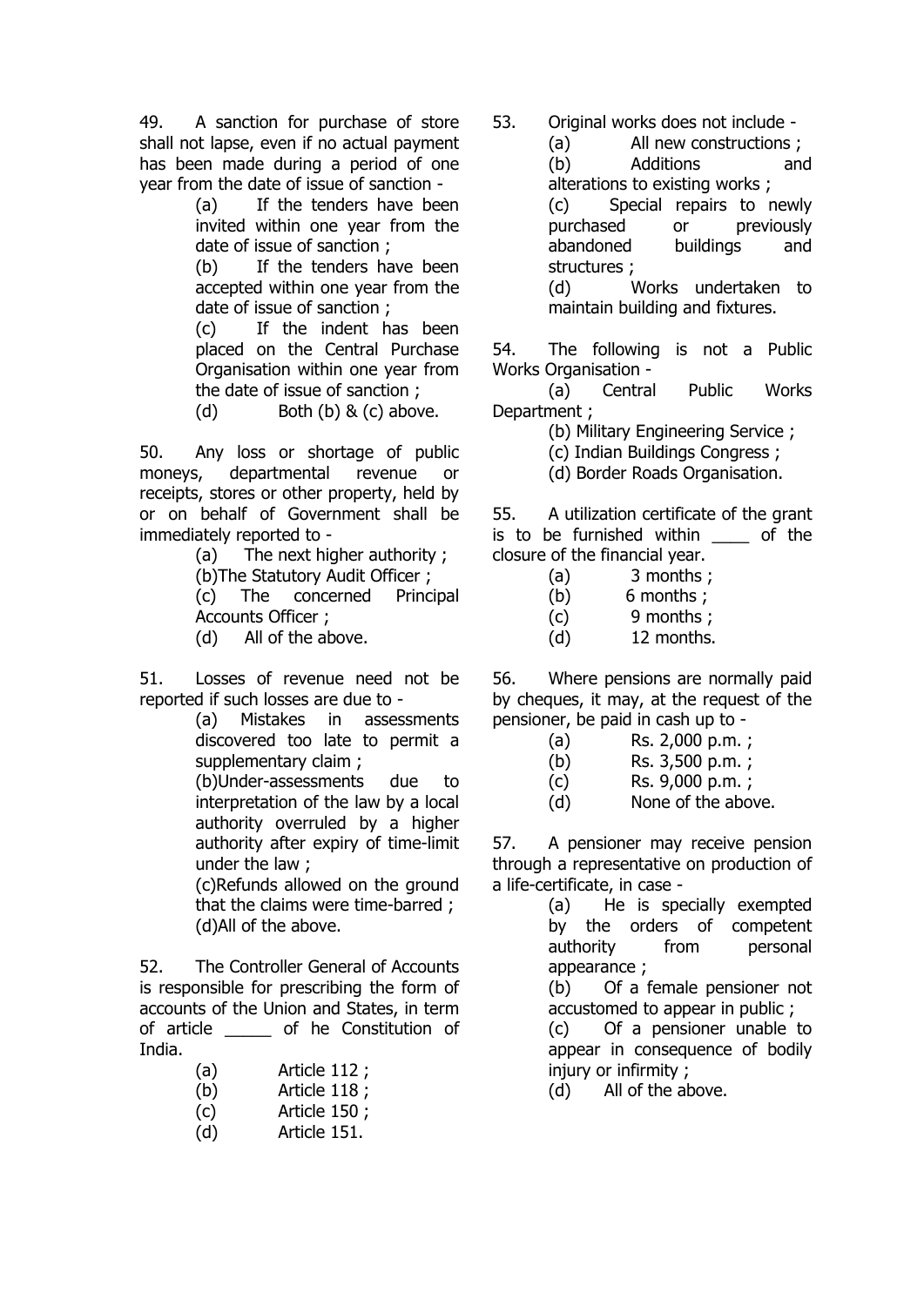49. A sanction for purchase of store shall not lapse, even if no actual payment has been made during a period of one year from the date of issue of sanction -

(a) If the tenders have been invited within one year from the date of issue of sanction ;
(b) If the tenders have been accepted within one year from the date of issue of sanction ;
(c) If the indent has been placed on the Central Purchase Organisation within one year from the date of issue of sanction ;
(d) Both (b) & (c) above.

50. Any loss or shortage of public moneys, departmental revenue or receipts, stores or other property, held by or on behalf of Government shall be immediately reported to -

(a) The next higher authority ;
(b)The Statutory Audit Officer ;
(c) The concerned Principal Accounts Officer ;
(d) All of the above.

51. Losses of revenue need not be reported if such losses are due to -

(a) Mistakes in assessments discovered too late to permit a supplementary claim ;
(b)Under-assessments due to interpretation of the law by a local authority overruled by a higher authority after expiry of time-limit under the law ;
(c)Refunds allowed on the ground that the claims were time-barred ;
(d)All of the above.

52. The Controller General of Accounts is responsible for prescribing the form of accounts of the Union and States, in term of article _____ of he Constitution of India.

(a) Article 112 ;
(b) Article 118 ;
(c) Article 150 ;
(d) Article 151.

53. Original works does not include -

(a) All new constructions ;
(b) Additions and alterations to existing works ;
(c) Special repairs to newly purchased or previously abandoned buildings and structures ;
(d) Works undertaken to maintain building and fixtures.

54. The following is not a Public Works Organisation -

(a) Central Public Works Department ;
(b) Military Engineering Service ;
(c) Indian Buildings Congress ;
(d) Border Roads Organisation.

55. A utilization certificate of the grant is to be furnished within ____ of the closure of the financial year.

(a) 3 months ;
(b) 6 months ;
(c) 9 months ;
(d) 12 months.

56. Where pensions are normally paid by cheques, it may, at the request of the pensioner, be paid in cash up to -

(a) Rs. 2,000 p.m. ;
(b) Rs. 3,500 p.m. ;
(c) Rs. 9,000 p.m. ;
(d) None of the above.

57. A pensioner may receive pension through a representative on production of a life-certificate, in case -

(a) He is specially exempted by the orders of competent authority from personal appearance ;
(b) Of a female pensioner not accustomed to appear in public ;
(c) Of a pensioner unable to appear in consequence of bodily injury or infirmity ;
(d) All of the above.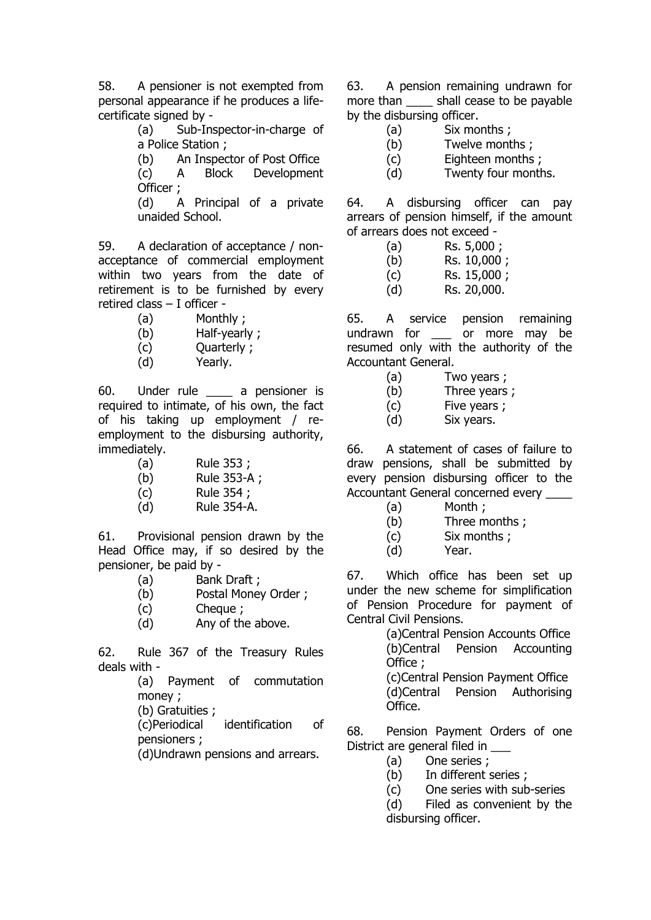58. A pensioner is not exempted from personal appearance if he produces a life-certificate signed by -

(a) Sub-Inspector-in-charge of a Police Station ;
(b) An Inspector of Post Office
(c) A Block Development Officer ;
(d) A Principal of a private unaided School.

59. A declaration of acceptance / non-acceptance of commercial employment within two years from the date of retirement is to be furnished by every retired class – I officer -

(a) Monthly ;
(b) Half-yearly ;
(c) Quarterly ;
(d) Yearly.

60. Under rule ____ a pensioner is required to intimate, of his own, the fact of his taking up employment / re-employment to the disbursing authority, immediately.

(a) Rule 353 ;
(b) Rule 353-A ;
(c) Rule 354 ;
(d) Rule 354-A.

61. Provisional pension drawn by the Head Office may, if so desired by the pensioner, be paid by -

(a) Bank Draft ;
(b) Postal Money Order ;
(c) Cheque ;
(d) Any of the above.

62. Rule 367 of the Treasury Rules deals with -

(a) Payment of commutation money ;
(b) Gratuities ;
(c) Periodical identification of pensioners ;
(d) Undrawn pensions and arrears.

63. A pension remaining undrawn for more than ____ shall cease to be payable by the disbursing officer.

(a) Six months ;
(b) Twelve months ;
(c) Eighteen months ;
(d) Twenty four months.

64. A disbursing officer can pay arrears of pension himself, if the amount of arrears does not exceed -

(a) Rs. 5,000 ;
(b) Rs. 10,000 ;
(c) Rs. 15,000 ;
(d) Rs. 20,000.

65. A service pension remaining undrawn for ___ or more may be resumed only with the authority of the Accountant General.

(a) Two years ;
(b) Three years ;
(c) Five years ;
(d) Six years.

66. A statement of cases of failure to draw pensions, shall be submitted by every pension disbursing officer to the Accountant General concerned every ____

(a) Month ;
(b) Three months ;
(c) Six months ;
(d) Year.

67. Which office has been set up under the new scheme for simplification of Pension Procedure for payment of Central Civil Pensions.

(a) Central Pension Accounts Office
(b) Central Pension Accounting Office ;
(c) Central Pension Payment Office
(d) Central Pension Authorising Office.

68. Pension Payment Orders of one District are general filed in ___

(a) One series ;
(b) In different series ;
(c) One series with sub-series
(d) Filed as convenient by the disbursing officer.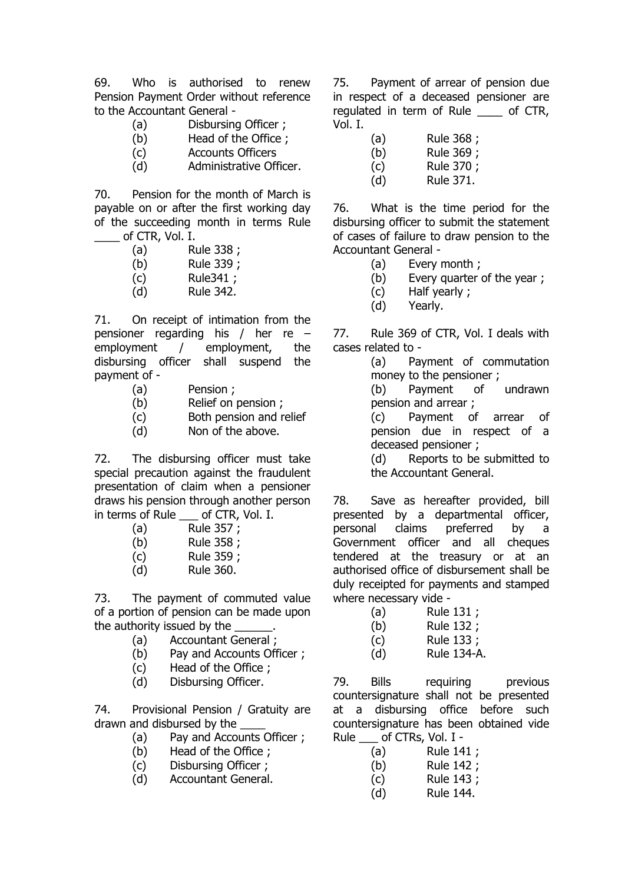69. Who is authorised to renew Pension Payment Order without reference to the Accountant General -

(a) Disbursing Officer ;
(b) Head of the Office ;
(c) Accounts Officers
(d) Administrative Officer.

70. Pension for the month of March is payable on or after the first working day of the succeeding month in terms Rule ____ of CTR, Vol. I.

(a) Rule 338 ;
(b) Rule 339 ;
(c) Rule341 ;
(d) Rule 342.

71. On receipt of intimation from the pensioner regarding his / her re – employment / employment, the disbursing officer shall suspend the payment of -

(a) Pension ;
(b) Relief on pension ;
(c) Both pension and relief
(d) Non of the above.

72. The disbursing officer must take special precaution against the fraudulent presentation of claim when a pensioner draws his pension through another person in terms of Rule ___ of CTR, Vol. I.

(a) Rule 357 ;
(b) Rule 358 ;
(c) Rule 359 ;
(d) Rule 360.

73. The payment of commuted value of a portion of pension can be made upon the authority issued by the ______.

(a) Accountant General ;
(b) Pay and Accounts Officer ;
(c) Head of the Office ;
(d) Disbursing Officer.

74. Provisional Pension / Gratuity are drawn and disbursed by the ____

(a) Pay and Accounts Officer ;
(b) Head of the Office ;
(c) Disbursing Officer ;
(d) Accountant General.

75. Payment of arrear of pension due in respect of a deceased pensioner are regulated in term of Rule ____ of CTR, Vol. I.

(a) Rule 368 ;
(b) Rule 369 ;
(c) Rule 370 ;
(d) Rule 371.

76. What is the time period for the disbursing officer to submit the statement of cases of failure to draw pension to the Accountant General -

(a) Every month ;
(b) Every quarter of the year ;
(c) Half yearly ;
(d) Yearly.

77. Rule 369 of CTR, Vol. I deals with cases related to -

(a) Payment of commutation money to the pensioner ;
(b) Payment of undrawn pension and arrear ;
(c) Payment of arrear of pension due in respect of a deceased pensioner ;
(d) Reports to be submitted to the Accountant General.

78. Save as hereafter provided, bill presented by a departmental officer, personal claims preferred by a Government officer and all cheques tendered at the treasury or at an authorised office of disbursement shall be duly receipted for payments and stamped where necessary vide -

(a) Rule 131 ;
(b) Rule 132 ;
(c) Rule 133 ;
(d) Rule 134-A.

79. Bills requiring previous countersignature shall not be presented at a disbursing office before such countersignature has been obtained vide Rule ___ of CTRs, Vol. I -

(a) Rule 141 ;
(b) Rule 142 ;
(c) Rule 143 ;
(d) Rule 144.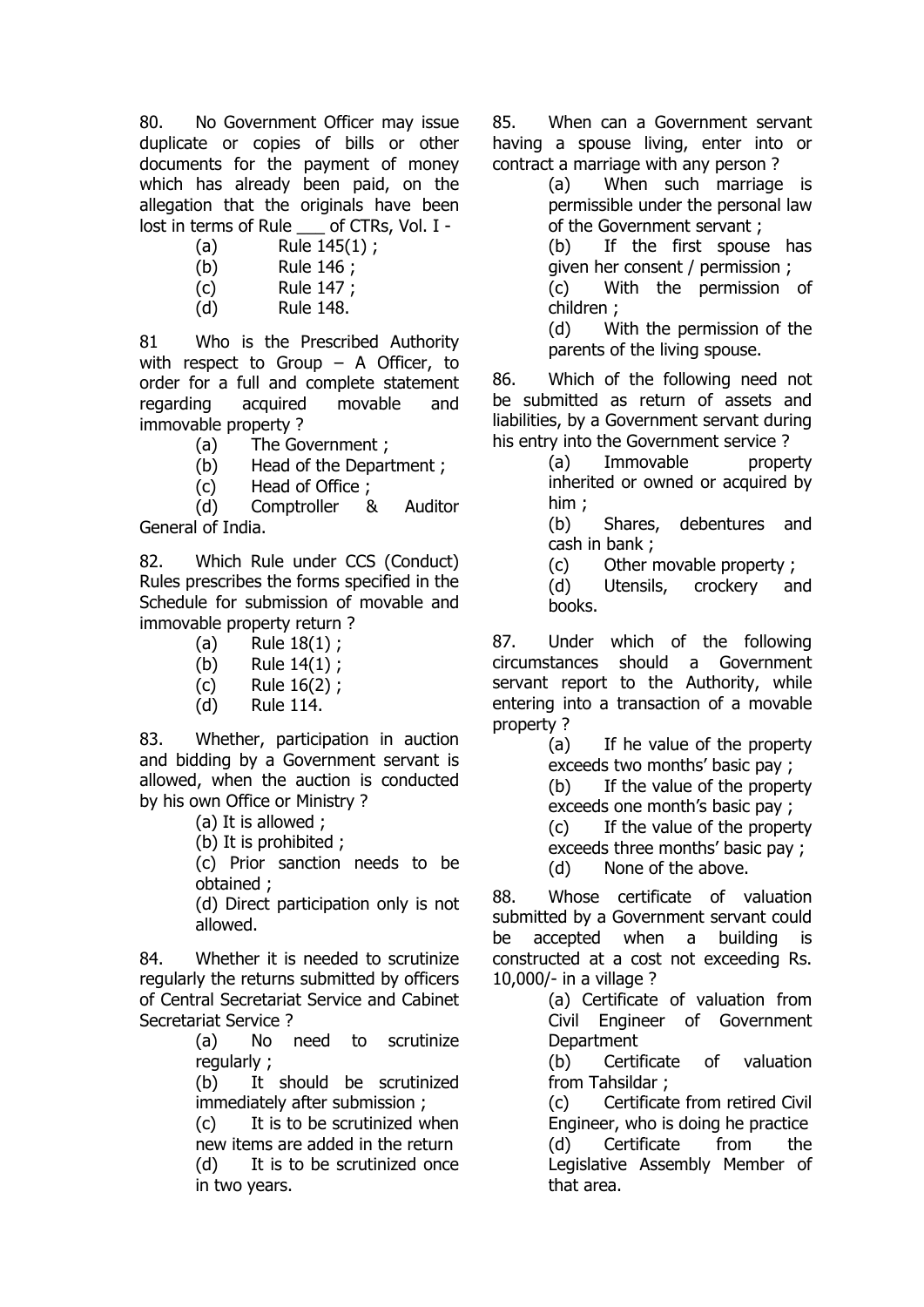80. No Government Officer may issue duplicate or copies of bills or other documents for the payment of money which has already been paid, on the allegation that the originals have been lost in terms of Rule ___ of CTRs, Vol. I -

(a) Rule 145(1) ;
(b) Rule 146 ;
(c) Rule 147 ;
(d) Rule 148.

81 Who is the Prescribed Authority with respect to Group – A Officer, to order for a full and complete statement regarding acquired movable and immovable property ?

(a) The Government ;
(b) Head of the Department ;
(c) Head of Office ;
(d) Comptroller & Auditor General of India.

82. Which Rule under CCS (Conduct) Rules prescribes the forms specified in the Schedule for submission of movable and immovable property return ?

(a) Rule 18(1) ;
(b) Rule 14(1) ;
(c) Rule 16(2) ;
(d) Rule 114.

83. Whether, participation in auction and bidding by a Government servant is allowed, when the auction is conducted by his own Office or Ministry ?

(a) It is allowed ;
(b) It is prohibited ;
(c) Prior sanction needs to be obtained ;
(d) Direct participation only is not allowed.

84. Whether it is needed to scrutinize regularly the returns submitted by officers of Central Secretariat Service and Cabinet Secretariat Service ?

(a) No need to scrutinize regularly ;
(b) It should be scrutinized immediately after submission ;
(c) It is to be scrutinized when new items are added in the return
(d) It is to be scrutinized once in two years.

85. When can a Government servant having a spouse living, enter into or contract a marriage with any person ?

(a) When such marriage is permissible under the personal law of the Government servant ;
(b) If the first spouse has given her consent / permission ;
(c) With the permission of children ;
(d) With the permission of the parents of the living spouse.

86. Which of the following need not be submitted as return of assets and liabilities, by a Government servant during his entry into the Government service ?

(a) Immovable property inherited or owned or acquired by him ;
(b) Shares, debentures and cash in bank ;
(c) Other movable property ;
(d) Utensils, crockery and books.

87. Under which of the following circumstances should a Government servant report to the Authority, while entering into a transaction of a movable property ?

(a) If he value of the property exceeds two months' basic pay ;
(b) If the value of the property exceeds one month's basic pay ;
(c) If the value of the property exceeds three months' basic pay ;
(d) None of the above.

88. Whose certificate of valuation submitted by a Government servant could be accepted when a building is constructed at a cost not exceeding Rs. 10,000/- in a village ?

(a) Certificate of valuation from Civil Engineer of Government Department
(b) Certificate of valuation from Tahsildar ;
(c) Certificate from retired Civil Engineer, who is doing he practice
(d) Certificate from the Legislative Assembly Member of that area.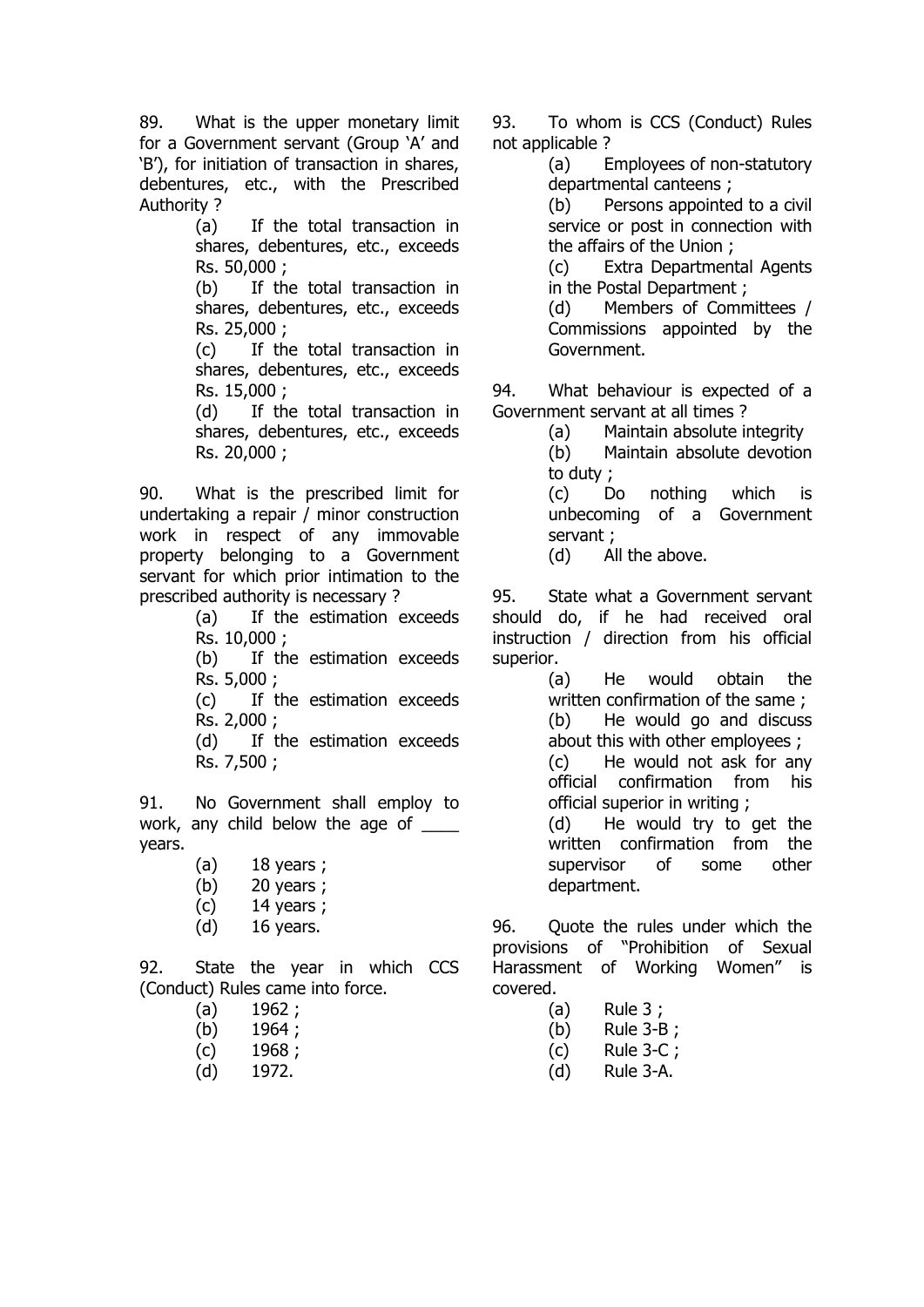89. What is the upper monetary limit for a Government servant (Group 'A' and 'B'), for initiation of transaction in shares, debentures, etc., with the Prescribed Authority ?

(a) If the total transaction in shares, debentures, etc., exceeds Rs. 50,000 ;
(b) If the total transaction in shares, debentures, etc., exceeds Rs. 25,000 ;
(c) If the total transaction in shares, debentures, etc., exceeds Rs. 15,000 ;
(d) If the total transaction in shares, debentures, etc., exceeds Rs. 20,000 ;

90. What is the prescribed limit for undertaking a repair / minor construction work in respect of any immovable property belonging to a Government servant for which prior intimation to the prescribed authority is necessary ?

(a) If the estimation exceeds Rs. 10,000 ;
(b) If the estimation exceeds Rs. 5,000 ;
(c) If the estimation exceeds Rs. 2,000 ;
(d) If the estimation exceeds Rs. 7,500 ;

91. No Government shall employ to work, any child below the age of ____ years.

(a) 18 years ;
(b) 20 years ;
(c) 14 years ;
(d) 16 years.

92. State the year in which CCS (Conduct) Rules came into force.

(a) 1962 ;
(b) 1964 ;
(c) 1968 ;
(d) 1972.

93. To whom is CCS (Conduct) Rules not applicable ?

(a) Employees of non-statutory departmental canteens ;
(b) Persons appointed to a civil service or post in connection with the affairs of the Union ;
(c) Extra Departmental Agents in the Postal Department ;
(d) Members of Committees / Commissions appointed by the Government.

94. What behaviour is expected of a Government servant at all times ?

(a) Maintain absolute integrity
(b) Maintain absolute devotion to duty ;
(c) Do nothing which is unbecoming of a Government servant ;
(d) All the above.

95. State what a Government servant should do, if he had received oral instruction / direction from his official superior.

(a) He would obtain the written confirmation of the same ;
(b) He would go and discuss about this with other employees ;
(c) He would not ask for any official confirmation from his official superior in writing ;
(d) He would try to get the written confirmation from the supervisor of some other department.

96. Quote the rules under which the provisions of "Prohibition of Sexual Harassment of Working Women" is covered.

(a) Rule 3 ;
(b) Rule 3-B ;
(c) Rule 3-C ;
(d) Rule 3-A.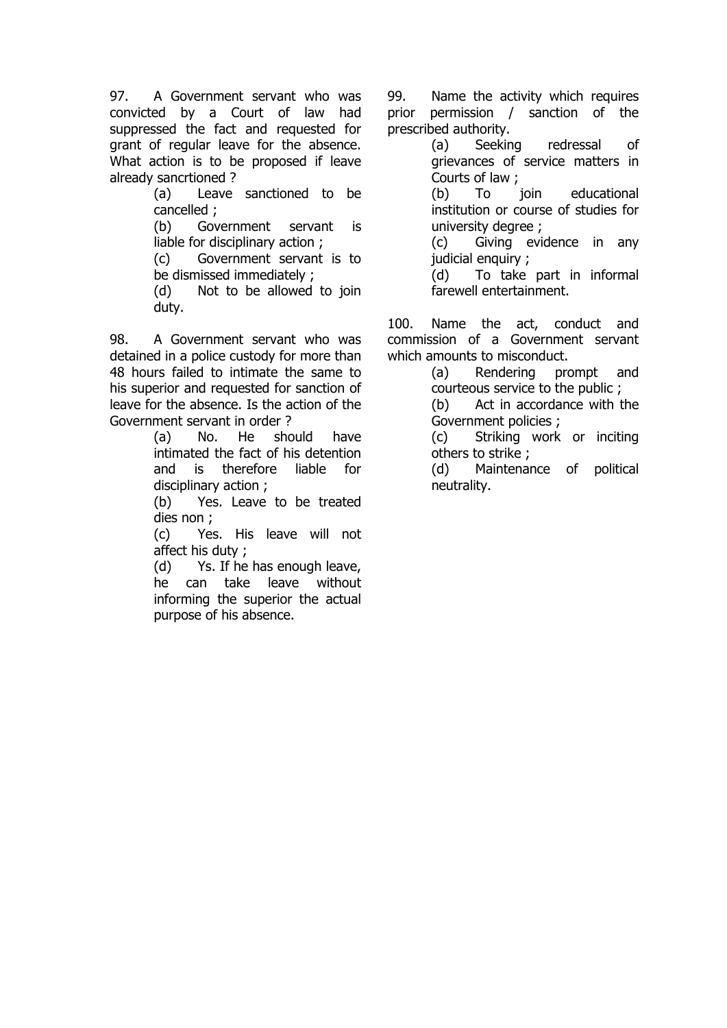97. A Government servant who was convicted by a Court of law had suppressed the fact and requested for grant of regular leave for the absence. What action is to be proposed if leave already sancrtioned ?

(a) Leave sanctioned to be cancelled ;
(b) Government servant is liable for disciplinary action ;
(c) Government servant is to be dismissed immediately ;
(d) Not to be allowed to join duty.

98. A Government servant who was detained in a police custody for more than 48 hours failed to intimate the same to his superior and requested for sanction of leave for the absence. Is the action of the Government servant in order ?

(a) No. He should have intimated the fact of his detention and is therefore liable for disciplinary action ;
(b) Yes. Leave to be treated dies non ;
(c) Yes. His leave will not affect his duty ;
(d) Ys. If he has enough leave, he can take leave without informing the superior the actual purpose of his absence.

99. Name the activity which requires prior permission / sanction of the prescribed authority.

(a) Seeking redressal of grievances of service matters in Courts of law ;
(b) To join educational institution or course of studies for university degree ;
(c) Giving evidence in any judicial enquiry ;
(d) To take part in informal farewell entertainment.

100. Name the act, conduct and commission of a Government servant which amounts to misconduct.

(a) Rendering prompt and courteous service to the public ;
(b) Act in accordance with the Government policies ;
(c) Striking work or inciting others to strike ;
(d) Maintenance of political neutrality.